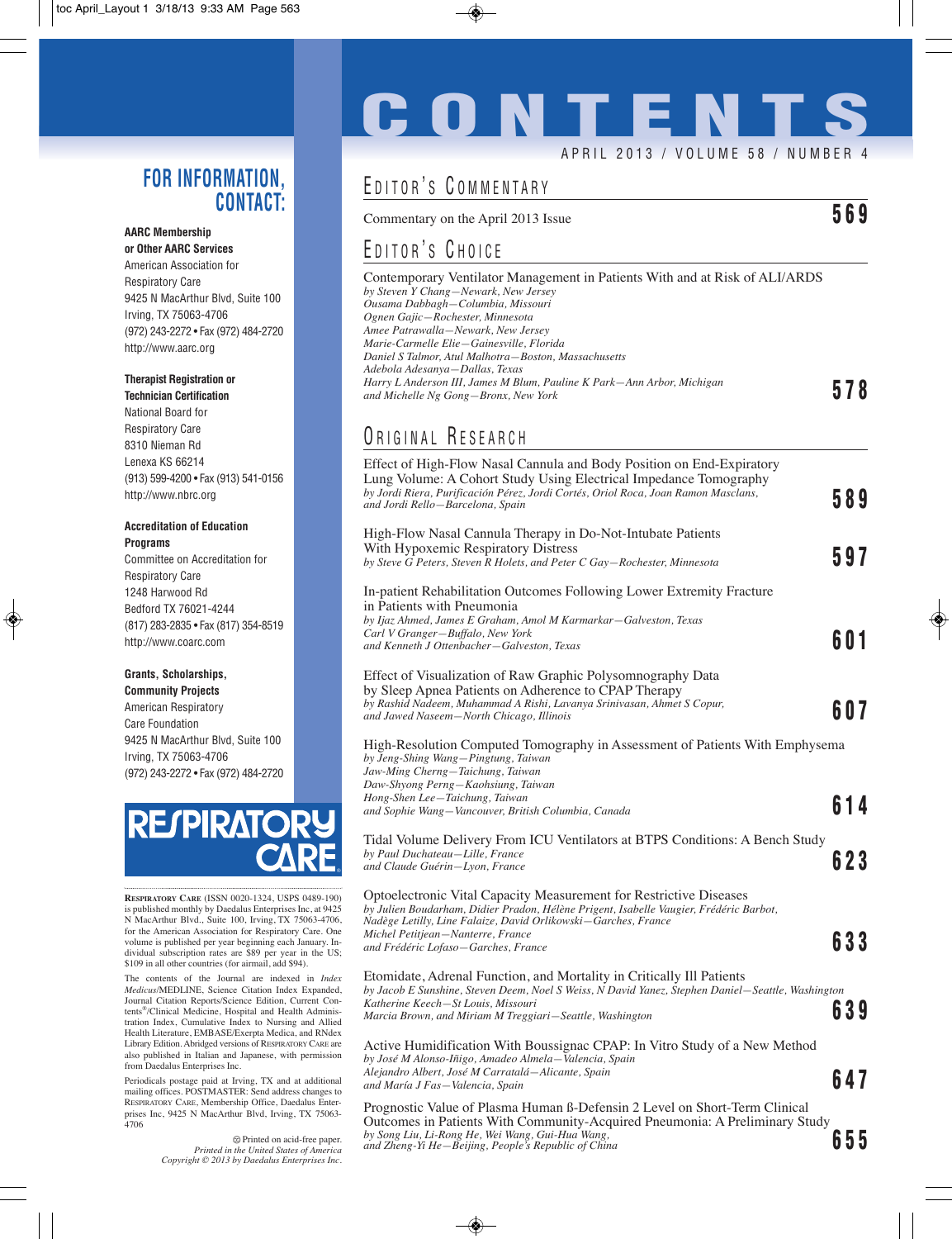# CONTENTS

APRIL 2013 / VOLUME 58 / NUMBER 4

## EDITOR'S COMMENTARY

Commentary on the April 2013 Issue **569**

## EDITOR'S CHOICE

Contemporary Ventilator Management in Patients With and at Risk of ALI/ARDS
*by Steven Y Chang—Newark, New Jersey*
*Ousama Dabbagh—Columbia, Missouri*
*Ognen Gajic—Rochester, Minnesota*
*Amee Patrawalla—Newark, New Jersey*
*Marie-Carmelle Elie—Gainesville, Florida*
*Daniel S Talmor, Atul Malhotra—Boston, Massachusetts*
*Adebola Adesanya—Dallas, Texas*
*Harry L Anderson III, James M Blum, Pauline K Park—Ann Arbor, Michigan*
*and Michelle Ng Gong—Bronx, New York* **578**

## ORIGINAL RESEARCH

Effect of High-Flow Nasal Cannula and Body Position on End-Expiratory Lung Volume: A Cohort Study Using Electrical Impedance Tomography
*by Jordi Riera, Purificación Pérez, Jordi Cortés, Oriol Roca, Joan Ramon Masclans, and Jordi Rello—Barcelona, Spain* **589**

High-Flow Nasal Cannula Therapy in Do-Not-Intubate Patients With Hypoxemic Respiratory Distress
*by Steve G Peters, Steven R Holets, and Peter C Gay—Rochester, Minnesota* **597**

In-patient Rehabilitation Outcomes Following Lower Extremity Fracture in Patients with Pneumonia
*by Ijaz Ahmed, James E Graham, Amol M Karmarkar—Galveston, Texas*
*Carl V Granger—Buffalo, New York*
*and Kenneth J Ottenbacher—Galveston, Texas* **601**

Effect of Visualization of Raw Graphic Polysomnography Data by Sleep Apnea Patients on Adherence to CPAP Therapy
*by Rashid Nadeem, Muhammad A Rishi, Lavanya Srinivasan, Ahmet S Copur, and Jawed Naseem—North Chicago, Illinois* **607**

High-Resolution Computed Tomography in Assessment of Patients With Emphysema
*by Jeng-Shing Wang—Pingtung, Taiwan*
*Jaw-Ming Cherng—Taichung, Taiwan*
*Daw-Shyong Perng—Kaohsiung, Taiwan*
*Hong-Shen Lee—Taichung, Taiwan*
*and Sophie Wang—Vancouver, British Columbia, Canada* **614**

Tidal Volume Delivery From ICU Ventilators at BTPS Conditions: A Bench Study
*by Paul Duchateau—Lille, France*
*and Claude Guérin—Lyon, France* **623**

Optoelectronic Vital Capacity Measurement for Restrictive Diseases
*by Julien Boudarham, Didier Pradon, Hélène Prigent, Isabelle Vaugier, Frédéric Barbot, Nadège Letilly, Line Falaize, David Orlikowski—Garches, France*
*Michel Petitjean—Nanterre, France*
*and Frédéric Lofaso—Garches, France* **633**

Etomidate, Adrenal Function, and Mortality in Critically Ill Patients
*by Jacob E Sunshine, Steven Deem, Noel S Weiss, N David Yanez, Stephen Daniel—Seattle, Washington*
*Katherine Keech—St Louis, Missouri*
*Marcia Brown, and Miriam M Treggiari—Seattle, Washington* **639**

Active Humidification With Boussignac CPAP: In Vitro Study of a New Method
*by José M Alonso-Iñigo, Amadeo Almela—Valencia, Spain*
*Alejandro Albert, José M Carratalá—Alicante, Spain*
*and María J Fas—Valencia, Spain* **647**

Prognostic Value of Plasma Human ß-Defensin 2 Level on Short-Term Clinical Outcomes in Patients With Community-Acquired Pneumonia: A Preliminary Study
*by Song Liu, Li-Rong He, Wei Wang, Gui-Hua Wang, and Zheng-Yi He—Beijing, People's Republic of China* **655**

---

## FOR INFORMATION, CONTACT:

**AARC Membership or Other AARC Services**
American Association for Respiratory Care
9425 N MacArthur Blvd, Suite 100
Irving, TX 75063-4706
(972) 243-2272 • Fax (972) 484-2720
http://www.aarc.org

**Therapist Registration or Technician Certification**
National Board for Respiratory Care
8310 Nieman Rd
Lenexa KS 66214
(913) 599-4200 • Fax (913) 541-0156
http://www.nbrc.org

**Accreditation of Education Programs**
Committee on Accreditation for Respiratory Care
1248 Harwood Rd
Bedford TX 76021-4244
(817) 283-2835 • Fax (817) 354-8519
http://www.coarc.com

**Grants, Scholarships, Community Projects**
American Respiratory Care Foundation
9425 N MacArthur Blvd, Suite 100
Irving, TX 75063-4706
(972) 243-2272 • Fax (972) 484-2720

RESPIRATORY CARE

RESPIRATORY CARE (ISSN 0020-1324, USPS 0489-190) is published monthly by Daedalus Enterprises Inc, at 9425 N MacArthur Blvd., Suite 100, Irving, TX 75063-4706, for the American Association for Respiratory Care. One volume is published per year beginning each January. Individual subscription rates are $89 per year in the US; $109 in all other countries (for airmail, add $94).

The contents of the Journal are indexed in *Index Medicus*/MEDLINE, Science Citation Index Expanded, Journal Citation Reports/Science Edition, Current Contents®/Clinical Medicine, Hospital and Health Administration Index, Cumulative Index to Nursing and Allied Health Literature, EMBASE/Exerpta Medica, and RNdex Library Edition. Abridged versions of RESPIRATORY CARE are also published in Italian and Japanese, with permission from Daedalus Enterprises Inc.

Periodicals postage paid at Irving, TX and at additional mailing offices. POSTMASTER: Send address changes to RESPIRATORY CARE, Membership Office, Daedalus Enterprises Inc, 9425 N MacArthur Blvd, Irving, TX 75063-4706

Printed on acid-free paper.
*Printed in the United States of America*
*Copyright © 2013 by Daedalus Enterprises Inc.*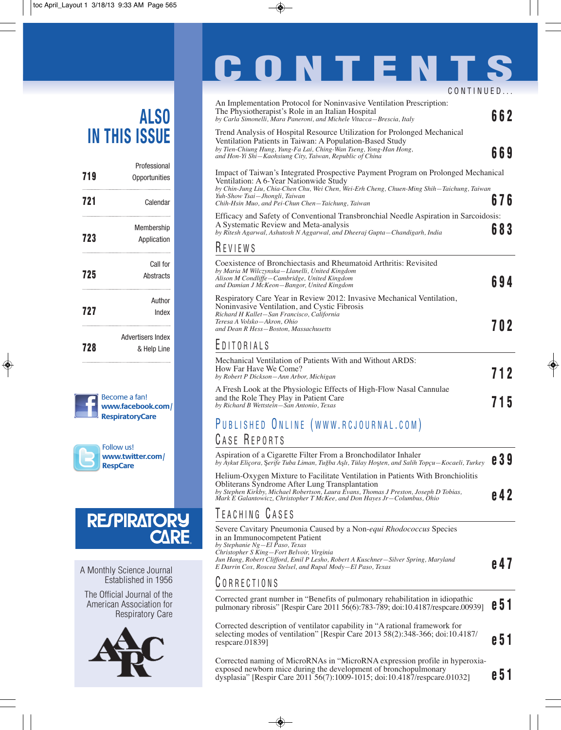# CONTENTS

CONTINUED...

An Implementation Protocol for Noninvasive Ventilation Prescription: The Physiotherapist's Role in an Italian Hospital
*by Carla Simonelli, Mara Paneroni, and Michele Vitacca—Brescia, Italy* **662**

Trend Analysis of Hospital Resource Utilization for Prolonged Mechanical Ventilation Patients in Taiwan: A Population-Based Study
*by Tien-Chiung Hung, Yung-Fa Lai, Ching-Wan Tseng, Yong-Han Hong, and Hon-Yi Shi—Kaohsiung City, Taiwan, Republic of China* **669**

Impact of Taiwan's Integrated Prospective Payment Program on Prolonged Mechanical Ventilation: A 6-Year Nationwide Study
*by Chin-Jung Liu, Chia-Chen Chu, Wei Chen, Wei-Erh Cheng, Chuen-Ming Shih—Taichung, Taiwan*
*Yuh-Show Tsai—Jhongli, Taiwan*
*Chih-Hsin Muo, and Pei-Chun Chen—Taichung, Taiwan* **676**

Efficacy and Safety of Conventional Transbronchial Needle Aspiration in Sarcoidosis: A Systematic Review and Meta-analysis
*by Ritesh Agarwal, Ashutosh N Aggarwal, and Dheeraj Gupta—Chandigarh, India* **683**

## REVIEWS

Coexistence of Bronchiectasis and Rheumatoid Arthritis: Revisited
*by Maria M Wilczynska—Llanelli, United Kingdom*
*Alison M Condliffe—Cambridge, United Kingdom*
*and Damian J McKeon—Bangor, United Kingdom* **694**

Respiratory Care Year in Review 2012: Invasive Mechanical Ventilation, Noninvasive Ventilation, and Cystic Fibrosis
*Richard H Kallet—San Francisco, California*
*Teresa A Volsko—Akron, Ohio*
*and Dean R Hess—Boston, Massachusetts* **702**

## EDITORIALS

Mechanical Ventilation of Patients With and Without ARDS: How Far Have We Come?
*by Robert P Dickson—Ann Arbor, Michigan* **712**

A Fresh Look at the Physiologic Effects of High-Flow Nasal Cannulae and the Role They Play in Patient Care
*by Richard B Wettstein—San Antonio, Texas* **715**

## PUBLISHED ONLINE (WWW.RCJOURNAL.COM)

## CASE REPORTS

Aspiration of a Cigarette Filter From a Bronchodilator Inhaler
*by Aykut Eliçora, Şerife Tuba Liman, Tuğba Aşlı, Tülay Hoşten, and Salih Topçu—Kocaeli, Turkey* **e39**

Helium-Oxygen Mixture to Facilitate Ventilation in Patients With Bronchiolitis Obliterans Syndrome After Lung Transplantation
*by Stephen Kirkby, Michael Robertson, Laura Evans, Thomas J Preston, Joseph D Tobias, Mark E Galantowicz, Christopher T McKee, and Don Hayes Jr—Columbus, Ohio* **e42**

## TEACHING CASES

Severe Cavitary Pneumonia Caused by a Non-*equi Rhodococcus* Species in an Immunocompetent Patient
*by Stephanie Ng—El Paso, Texas*
*Christopher S King—Fort Belvoir, Virginia*
*Jun Hang, Robert Clifford, Emil P Lesho, Robert A Kuschner—Silver Spring, Maryland*
*E Darrin Cox, Roscea Stelsel, and Rupal Mody—El Paso, Texas* **e47**

## CORRECTIONS

Corrected grant number in "Benefits of pulmonary rehabilitation in idiopathic pulmonary fibrosis" [Respir Care 2011 56(6):783-789; doi:10.4187/respcare.00939] **e51**

Corrected description of ventilator capability in "A rational framework for selecting modes of ventilation" [Respir Care 2013 58(2):348-366; doi:10.4187/respcare.01839] **e51**

Corrected naming of MicroRNAs in "MicroRNA expression profile in hyperoxia-exposed newborn mice during the development of bronchopulmonary dysplasia" [Respir Care 2011 56(7):1009-1015; doi:10.4187/respcare.01032] **e51**

## ALSO IN THIS ISSUE

- 719 Professional Opportunities
- 721 Calendar
- 723 Membership Application
- 725 Call for Abstracts
- 727 Author Index
- 728 Advertisers Index & Help Line

Become a fan! www.facebook.com/RespiratoryCare

Follow us! www.twitter.com/RespCare

RESPIRATORY CARE

A Monthly Science Journal Established in 1956

The Official Journal of the American Association for Respiratory Care

AARC